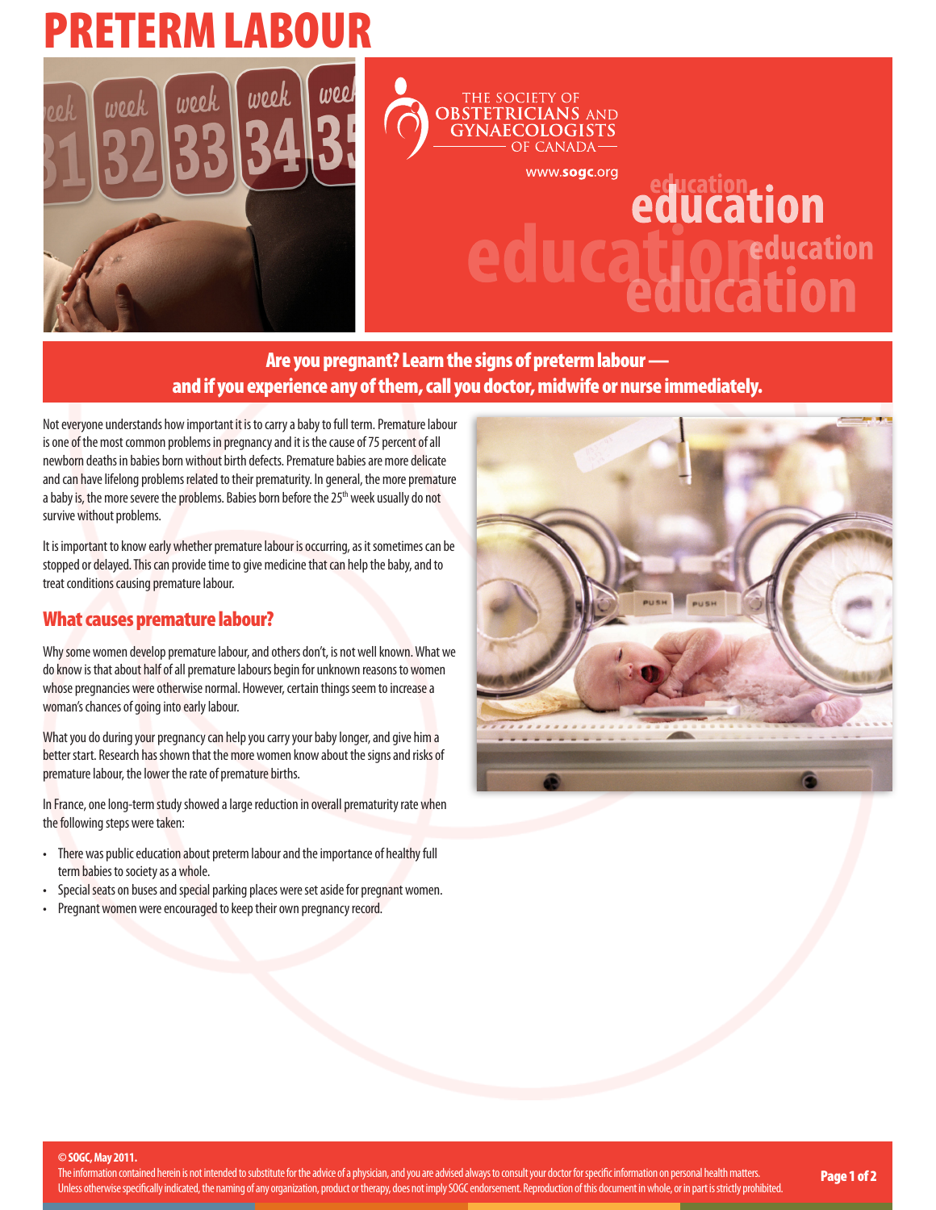# PRETERM LABOUR

THE SOCIETY OF OBSTETRICIANS AND GYNAECOLOGISTS OF CANADA

www.sogc.org

education

**Are you pregnant? Learn the signs of preterm labour — and if you experience any of them, call you doctor, midwife or nurse immediately.**

Not everyone understands how important it is to carry a baby to full term. Premature labour is one of the most common problems in pregnancy and it is the cause of 75 percent of all newborn deaths in babies born without birth defects. Premature babies are more delicate and can have lifelong problems related to their prematurity. In general, the more premature a baby is, the more severe the problems. Babies born before the 25th week usually do not survive without problems.

It is important to know early whether premature labour is occurring, as it sometimes can be stopped or delayed. This can provide time to give medicine that can help the baby, and to treat conditions causing premature labour.

## What causes premature labour?

Why some women develop premature labour, and others don't, is not well known. What we do know is that about half of all premature labours begin for unknown reasons to women whose pregnancies were otherwise normal. However, certain things seem to increase a woman's chances of going into early labour.

What you do during your pregnancy can help you carry your baby longer, and give him a better start. Research has shown that the more women know about the signs and risks of premature labour, the lower the rate of premature births.

In France, one long-term study showed a large reduction in overall prematurity rate when the following steps were taken:

- There was public education about preterm labour and the importance of healthy full term babies to society as a whole.
- Special seats on buses and special parking places were set aside for pregnant women.
- Pregnant women were encouraged to keep their own pregnancy record.

**© SOGC, May 2011.**
The information contained herein is not intended to substitute for the advice of a physician, and you are advised always to consult your doctor for specific information on personal health matters. Unless otherwise specifically indicated, the naming of any organization, product or therapy, does not imply SOGC endorsement. Reproduction of this document in whole, or in part is strictly prohibited.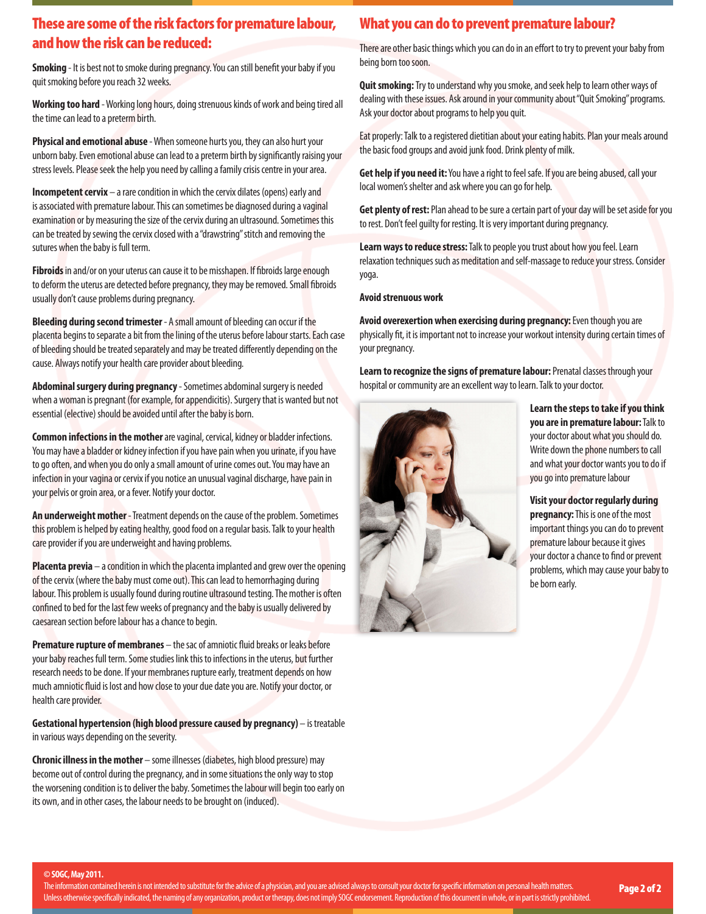## These are some of the risk factors for premature labour, and how the risk can be reduced:

**Smoking** - It is best not to smoke during pregnancy. You can still benefit your baby if you quit smoking before you reach 32 weeks.

**Working too hard** - Working long hours, doing strenuous kinds of work and being tired all the time can lead to a preterm birth.

**Physical and emotional abuse** - When someone hurts you, they can also hurt your unborn baby. Even emotional abuse can lead to a preterm birth by significantly raising your stress levels. Please seek the help you need by calling a family crisis centre in your area.

**Incompetent cervix** – a rare condition in which the cervix dilates (opens) early and is associated with premature labour. This can sometimes be diagnosed during a vaginal examination or by measuring the size of the cervix during an ultrasound. Sometimes this can be treated by sewing the cervix closed with a "drawstring" stitch and removing the sutures when the baby is full term.

**Fibroids** in and/or on your uterus can cause it to be misshapen. If fibroids large enough to deform the uterus are detected before pregnancy, they may be removed. Small fibroids usually don't cause problems during pregnancy.

**Bleeding during second trimester** - A small amount of bleeding can occur if the placenta begins to separate a bit from the lining of the uterus before labour starts. Each case of bleeding should be treated separately and may be treated differently depending on the cause. Always notify your health care provider about bleeding.

**Abdominal surgery during pregnancy** - Sometimes abdominal surgery is needed when a woman is pregnant (for example, for appendicitis). Surgery that is wanted but not essential (elective) should be avoided until after the baby is born.

**Common infections in the mother** are vaginal, cervical, kidney or bladder infections. You may have a bladder or kidney infection if you have pain when you urinate, if you have to go often, and when you do only a small amount of urine comes out. You may have an infection in your vagina or cervix if you notice an unusual vaginal discharge, have pain in your pelvis or groin area, or a fever. Notify your doctor.

**An underweight mother** - Treatment depends on the cause of the problem. Sometimes this problem is helped by eating healthy, good food on a regular basis. Talk to your health care provider if you are underweight and having problems.

**Placenta previa** – a condition in which the placenta implanted and grew over the opening of the cervix (where the baby must come out). This can lead to hemorrhaging during labour. This problem is usually found during routine ultrasound testing. The mother is often confined to bed for the last few weeks of pregnancy and the baby is usually delivered by caesarean section before labour has a chance to begin.

**Premature rupture of membranes** – the sac of amniotic fluid breaks or leaks before your baby reaches full term. Some studies link this to infections in the uterus, but further research needs to be done. If your membranes rupture early, treatment depends on how much amniotic fluid is lost and how close to your due date you are. Notify your doctor, or health care provider.

**Gestational hypertension (high blood pressure caused by pregnancy)** – is treatable in various ways depending on the severity.

**Chronic illness in the mother** – some illnesses (diabetes, high blood pressure) may become out of control during the pregnancy, and in some situations the only way to stop the worsening condition is to deliver the baby. Sometimes the labour will begin too early on its own, and in other cases, the labour needs to be brought on (induced).

## What you can do to prevent premature labour?

There are other basic things which you can do in an effort to try to prevent your baby from being born too soon.

**Quit smoking:** Try to understand why you smoke, and seek help to learn other ways of dealing with these issues. Ask around in your community about "Quit Smoking" programs. Ask your doctor about programs to help you quit.

Eat properly: Talk to a registered dietitian about your eating habits. Plan your meals around the basic food groups and avoid junk food. Drink plenty of milk.

**Get help if you need it:** You have a right to feel safe. If you are being abused, call your local women's shelter and ask where you can go for help.

**Get plenty of rest:** Plan ahead to be sure a certain part of your day will be set aside for you to rest. Don't feel guilty for resting. It is very important during pregnancy.

**Learn ways to reduce stress:** Talk to people you trust about how you feel. Learn relaxation techniques such as meditation and self-massage to reduce your stress. Consider yoga.

**Avoid strenuous work**

**Avoid overexertion when exercising during pregnancy:** Even though you are physically fit, it is important not to increase your workout intensity during certain times of your pregnancy.

**Learn to recognize the signs of premature labour:** Prenatal classes through your hospital or community are an excellent way to learn. Talk to your doctor.

**Learn the steps to take if you think you are in premature labour:** Talk to your doctor about what you should do. Write down the phone numbers to call and what your doctor wants you to do if you go into premature labour

**Visit your doctor regularly during pregnancy:** This is one of the most important things you can do to prevent premature labour because it gives your doctor a chance to find or prevent problems, which may cause your baby to be born early.

**© SOGC, May 2011.**
The information contained herein is not intended to substitute for the advice of a physician, and you are advised always to consult your doctor for specific information on personal health matters. Unless otherwise specifically indicated, the naming of any organization, product or therapy, does not imply SOGC endorsement. Reproduction of this document in whole, or in part is strictly prohibited.